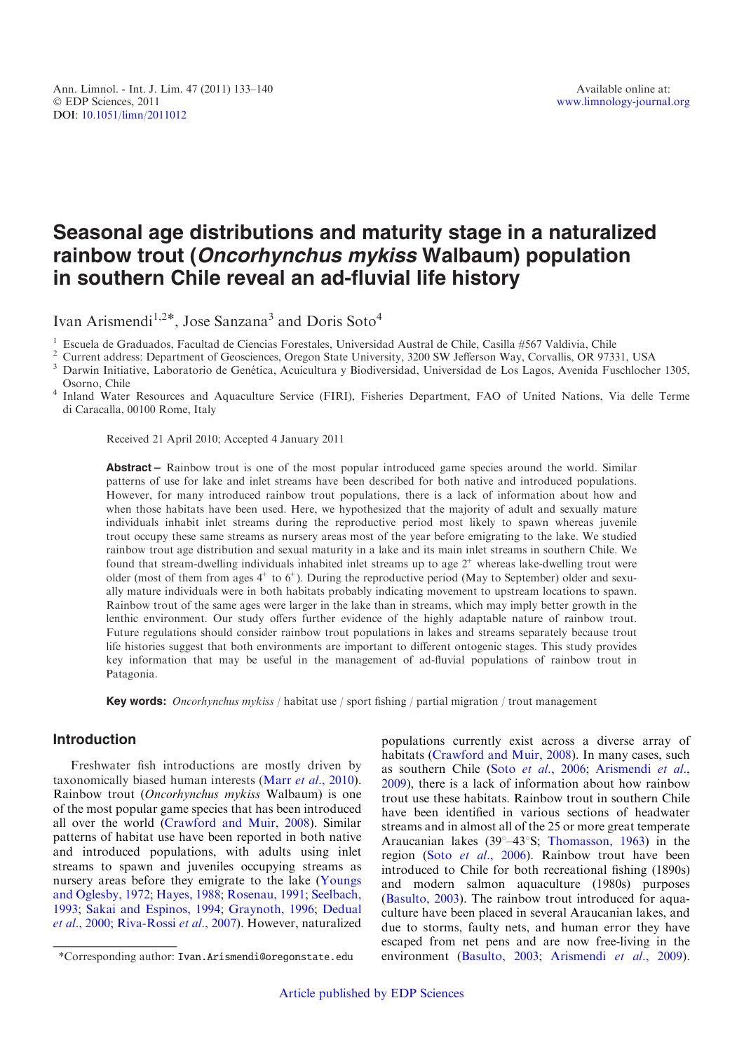# Seasonal age distributions and maturity stage in a naturalized rainbow trout (*Oncorhynchus mykiss* Walbaum) population in southern Chile reveal an ad-fluvial life history

Ivan Arismendi[1,2]*, Jose Sanzana[3] and Doris Soto[4]

[1] Escuela de Graduados, Facultad de Ciencias Forestales, Universidad Austral de Chile, Casilla #567 Valdivia, Chile
[2] Current address: Department of Geosciences, Oregon State University, 3200 SW Jefferson Way, Corvallis, OR 97331, USA
[3] Darwin Initiative, Laboratorio de Genética, Acuicultura y Biodiversidad, Universidad de Los Lagos, Avenida Fuschlocher 1305, Osorno, Chile
[4] Inland Water Resources and Aquaculture Service (FIRI), Fisheries Department, FAO of United Nations, Via delle Terme di Caracalla, 00100 Rome, Italy

Received 21 April 2010; Accepted 4 January 2011

**Abstract –** Rainbow trout is one of the most popular introduced game species around the world. Similar patterns of use for lake and inlet streams have been described for both native and introduced populations. However, for many introduced rainbow trout populations, there is a lack of information about how and when those habitats have been used. Here, we hypothesized that the majority of adult and sexually mature individuals inhabit inlet streams during the reproductive period most likely to spawn whereas juvenile trout occupy these same streams as nursery areas most of the year before emigrating to the lake. We studied rainbow trout age distribution and sexual maturity in a lake and its main inlet streams in southern Chile. We found that stream-dwelling individuals inhabited inlet streams up to age $2^+$ whereas lake-dwelling trout were older (most of them from ages $4^+$ to $6^+$). During the reproductive period (May to September) older and sexually mature individuals were in both habitats probably indicating movement to upstream locations to spawn. Rainbow trout of the same ages were larger in the lake than in streams, which may imply better growth in the lenthic environment. Our study offers further evidence of the highly adaptable nature of rainbow trout. Future regulations should consider rainbow trout populations in lakes and streams separately because trout life histories suggest that both environments are important to different ontogenic stages. This study provides key information that may be useful in the management of ad-fluvial populations of rainbow trout in Patagonia.

**Key words:** *Oncorhynchus mykiss* / habitat use / sport fishing / partial migration / trout management

## Introduction

Freshwater fish introductions are mostly driven by taxonomically biased human interests (Marr *et al.*, 2010). Rainbow trout (*Oncorhynchus mykiss* Walbaum) is one of the most popular game species that has been introduced all over the world (Crawford and Muir, 2008). Similar patterns of habitat use have been reported in both native and introduced populations, with adults using inlet streams to spawn and juveniles occupying streams as nursery areas before they emigrate to the lake (Youngs and Oglesby, 1972; Hayes, 1988; Rosenau, 1991; Seelbach, 1993; Sakai and Espinos, 1994; Graynoth, 1996; Dedual *et al.*, 2000; Riva-Rossi *et al.*, 2007). However, naturalized populations currently exist across a diverse array of habitats (Crawford and Muir, 2008). In many cases, such as southern Chile (Soto *et al.*, 2006; Arismendi *et al.*, 2009), there is a lack of information about how rainbow trout use these habitats. Rainbow trout in southern Chile have been identified in various sections of headwater streams and in almost all of the 25 or more great temperate Araucanian lakes (39°–43°S; Thomasson, 1963) in the region (Soto *et al.*, 2006). Rainbow trout have been introduced to Chile for both recreational fishing (1890s) and modern salmon aquaculture (1980s) purposes (Basulto, 2003). The rainbow trout introduced for aquaculture have been placed in several Araucanian lakes, and due to storms, faulty nets, and human error they have escaped from net pens and are now free-living in the environment (Basulto, 2003; Arismendi *et al.*, 2009).

*Corresponding author: Ivan.Arismendi@oregonstate.edu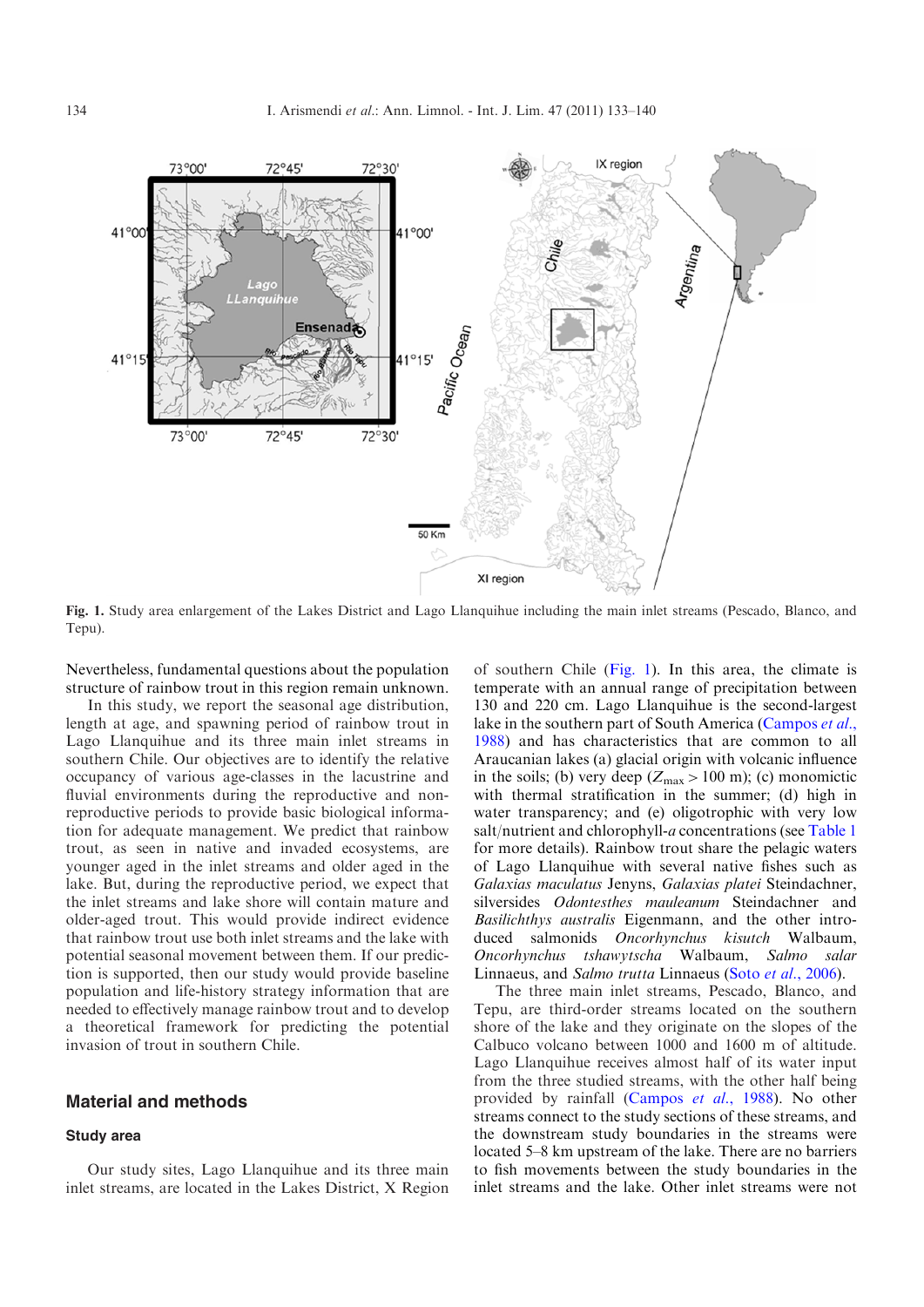**Fig. 1.** Study area enlargement of the Lakes District and Lago Llanquihue including the main inlet streams (Pescado, Blanco, and Tepu).

Nevertheless, fundamental questions about the population structure of rainbow trout in this region remain unknown.

In this study, we report the seasonal age distribution, length at age, and spawning period of rainbow trout in Lago Llanquihue and its three main inlet streams in southern Chile. Our objectives are to identify the relative occupancy of various age-classes in the lacustrine and fluvial environments during the reproductive and non-reproductive periods to provide basic biological information for adequate management. We predict that rainbow trout, as seen in native and invaded ecosystems, are younger aged in the inlet streams and older aged in the lake. But, during the reproductive period, we expect that the inlet streams and lake shore will contain mature and older-aged trout. This would provide indirect evidence that rainbow trout use both inlet streams and the lake with potential seasonal movement between them. If our prediction is supported, then our study would provide baseline population and life-history strategy information that are needed to effectively manage rainbow trout and to develop a theoretical framework for predicting the potential invasion of trout in southern Chile.

## Material and methods

### Study area

Our study sites, Lago Llanquihue and its three main inlet streams, are located in the Lakes District, X Region of southern Chile (Fig. 1). In this area, the climate is temperate with an annual range of precipitation between 130 and 220 cm. Lago Llanquihue is the second-largest lake in the southern part of South America (Campos *et al.*, 1988) and has characteristics that are common to all Araucanian lakes (a) glacial origin with volcanic influence in the soils; (b) very deep ($Z_{max}$ > 100 m); (c) monomictic with thermal stratification in the summer; (d) high in water transparency; and (e) oligotrophic with very low salt/nutrient and chlorophyll-*a* concentrations (see Table 1 for more details). Rainbow trout share the pelagic waters of Lago Llanquihue with several native fishes such as *Galaxias maculatus* Jenyns, *Galaxias platei* Steindachner, silversides *Odontesthes mauleanum* Steindachner and *Basilichthys australis* Eigenmann, and the other introduced salmonids *Oncorhynchus kisutch* Walbaum, *Oncorhynchus tshawytscha* Walbaum, *Salmo salar* Linnaeus, and *Salmo trutta* Linnaeus (Soto *et al.*, 2006).

The three main inlet streams, Pescado, Blanco, and Tepu, are third-order streams located on the southern shore of the lake and they originate on the slopes of the Calbuco volcano between 1000 and 1600 m of altitude. Lago Llanquihue receives almost half of its water input from the three studied streams, with the other half being provided by rainfall (Campos *et al.*, 1988). No other streams connect to the study sections of these streams, and the downstream study boundaries in the streams were located 5–8 km upstream of the lake. There are no barriers to fish movements between the study boundaries in the inlet streams and the lake. Other inlet streams were not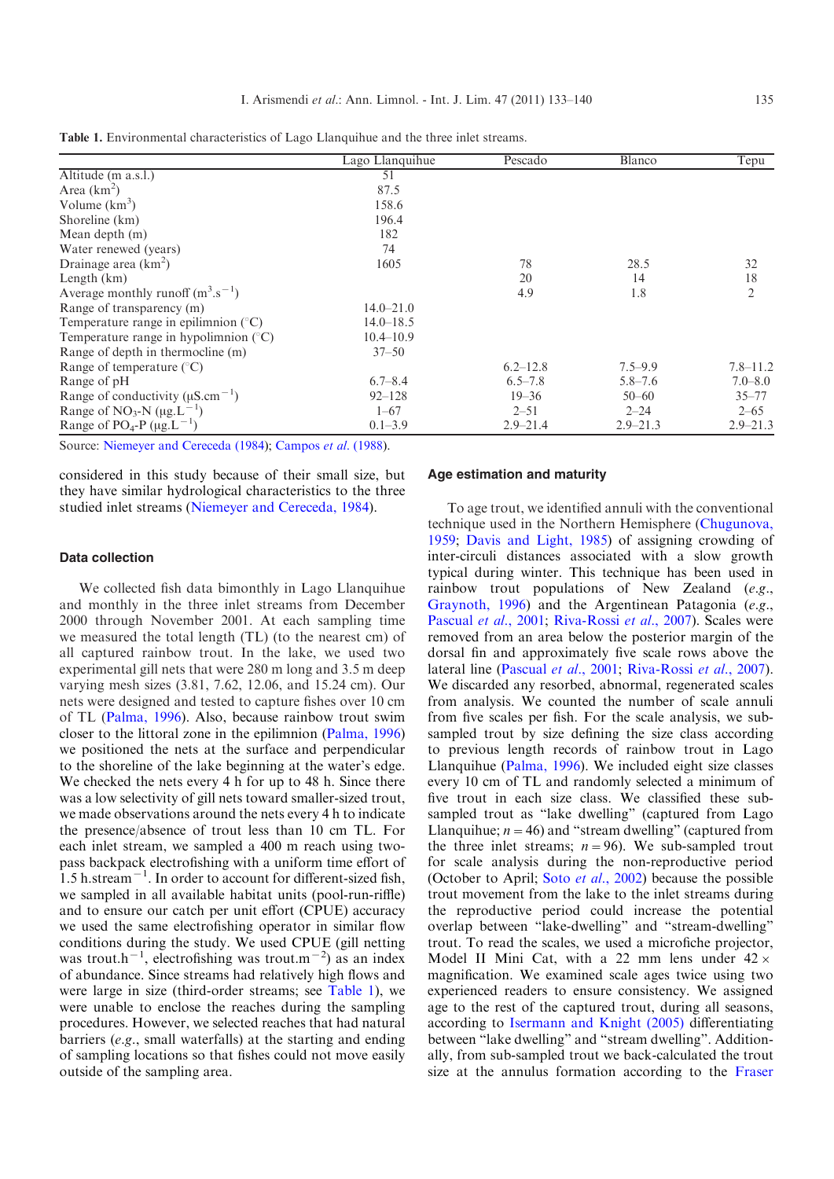**Table 1.** Environmental characteristics of Lago Llanquihue and the three inlet streams.

| | Lago Llanquihue | Pescado | Blanco | Tepu |
|---|---|---|---|---|
| Altitude (m a.s.l.) | 51 | | | |
| Area (km$^2$) | 87.5 | | | |
| Volume (km$^3$) | 158.6 | | | |
| Shoreline (km) | 196.4 | | | |
| Mean depth (m) | 182 | | | |
| Water renewed (years) | 74 | | | |
| Drainage area (km$^2$) | 1605 | 78 | 28.5 | 32 |
| Length (km) | | 20 | 14 | 18 |
| Average monthly runoff (m$^3$.s$^{-1}$) | | 4.9 | 1.8 | 2 |
| Range of transparency (m) | 14.0–21.0 | | | |
| Temperature range in epilimnion (°C) | 14.0–18.5 | | | |
| Temperature range in hypolimnion (°C) | 10.4–10.9 | | | |
| Range of depth in thermocline (m) | 37–50 | | | |
| Range of temperature (°C) | | 6.2–12.8 | 7.5–9.9 | 7.8–11.2 |
| Range of pH | 6.7–8.4 | 6.5–7.8 | 5.8–7.6 | 7.0–8.0 |
| Range of conductivity (μS.cm$^{-1}$) | 92–128 | 19–36 | 50–60 | 35–77 |
| Range of $NO_3$-N (μg.L$^{-1}$) | 1–67 | 2–51 | 2–24 | 2–65 |
| Range of $PO_4$-P (μg.L$^{-1}$) | 0.1–3.9 | 2.9–21.4 | 2.9–21.3 | 2.9–21.3 |

Source: Niemeyer and Cereceda (1984); Campos *et al.* (1988).

considered in this study because of their small size, but they have similar hydrological characteristics to the three studied inlet streams (Niemeyer and Cereceda, 1984).

### Data collection

We collected fish data bimonthly in Lago Llanquihue and monthly in the three inlet streams from December 2000 through November 2001. At each sampling time we measured the total length (TL) (to the nearest cm) of all captured rainbow trout. In the lake, we used two experimental gill nets that were 280 m long and 3.5 m deep varying mesh sizes (3.81, 7.62, 12.06, and 15.24 cm). Our nets were designed and tested to capture fishes over 10 cm of TL (Palma, 1996). Also, because rainbow trout swim closer to the littoral zone in the epilimnion (Palma, 1996) we positioned the nets at the surface and perpendicular to the shoreline of the lake beginning at the water's edge. We checked the nets every 4 h for up to 48 h. Since there was a low selectivity of gill nets toward smaller-sized trout, we made observations around the nets every 4 h to indicate the presence/absence of trout less than 10 cm TL. For each inlet stream, we sampled a 400 m reach using two-pass backpack electrofishing with a uniform time effort of 1.5 h.stream$^{-1}$. In order to account for different-sized fish, we sampled in all available habitat units (pool-run-riffle) and to ensure our catch per unit effort (CPUE) accuracy we used the same electrofishing operator in similar flow conditions during the study. We used CPUE (gill netting was trout.h$^{-1}$, electrofishing was trout.m$^{-2}$) as an index of abundance. Since streams had relatively high flows and were large in size (third-order streams; see Table 1), we were unable to enclose the reaches during the sampling procedures. However, we selected reaches that had natural barriers (*e.g.*, small waterfalls) at the starting and ending of sampling locations so that fishes could not move easily outside of the sampling area.

### Age estimation and maturity

To age trout, we identified annuli with the conventional technique used in the Northern Hemisphere (Chugunova, 1959; Davis and Light, 1985) of assigning crowding of inter-circuli distances associated with a slow growth typical during winter. This technique has been used in rainbow trout populations of New Zealand (*e.g.*, Graynoth, 1996) and the Argentinean Patagonia (*e.g.*, Pascual *et al.*, 2001; Riva-Rossi *et al.*, 2007). Scales were removed from an area below the posterior margin of the dorsal fin and approximately five scale rows above the lateral line (Pascual *et al.*, 2001; Riva-Rossi *et al.*, 2007). We discarded any resorbed, abnormal, regenerated scales from analysis. We counted the number of scale annuli from five scales per fish. For the scale analysis, we sub-sampled trout by size defining the size class according to previous length records of rainbow trout in Lago Llanquihue (Palma, 1996). We included eight size classes every 10 cm of TL and randomly selected a minimum of five trout in each size class. We classified these sub-sampled trout as "lake dwelling" (captured from Lago Llanquihue; $n = 46$) and "stream dwelling" (captured from the three inlet streams; $n = 96$). We sub-sampled trout for scale analysis during the non-reproductive period (October to April; Soto *et al.*, 2002) because the possible trout movement from the lake to the inlet streams during the reproductive period could increase the potential overlap between "lake-dwelling" and "stream-dwelling" trout. To read the scales, we used a microfiche projector, Model II Mini Cat, with a 22 mm lens under 42 × magnification. We examined scale ages twice using two experienced readers to ensure consistency. We assigned age to the rest of the captured trout, during all seasons, according to Isermann and Knight (2005) differentiating between "lake dwelling" and "stream dwelling". Additionally, from sub-sampled trout we back-calculated the trout size at the annulus formation according to the Fraser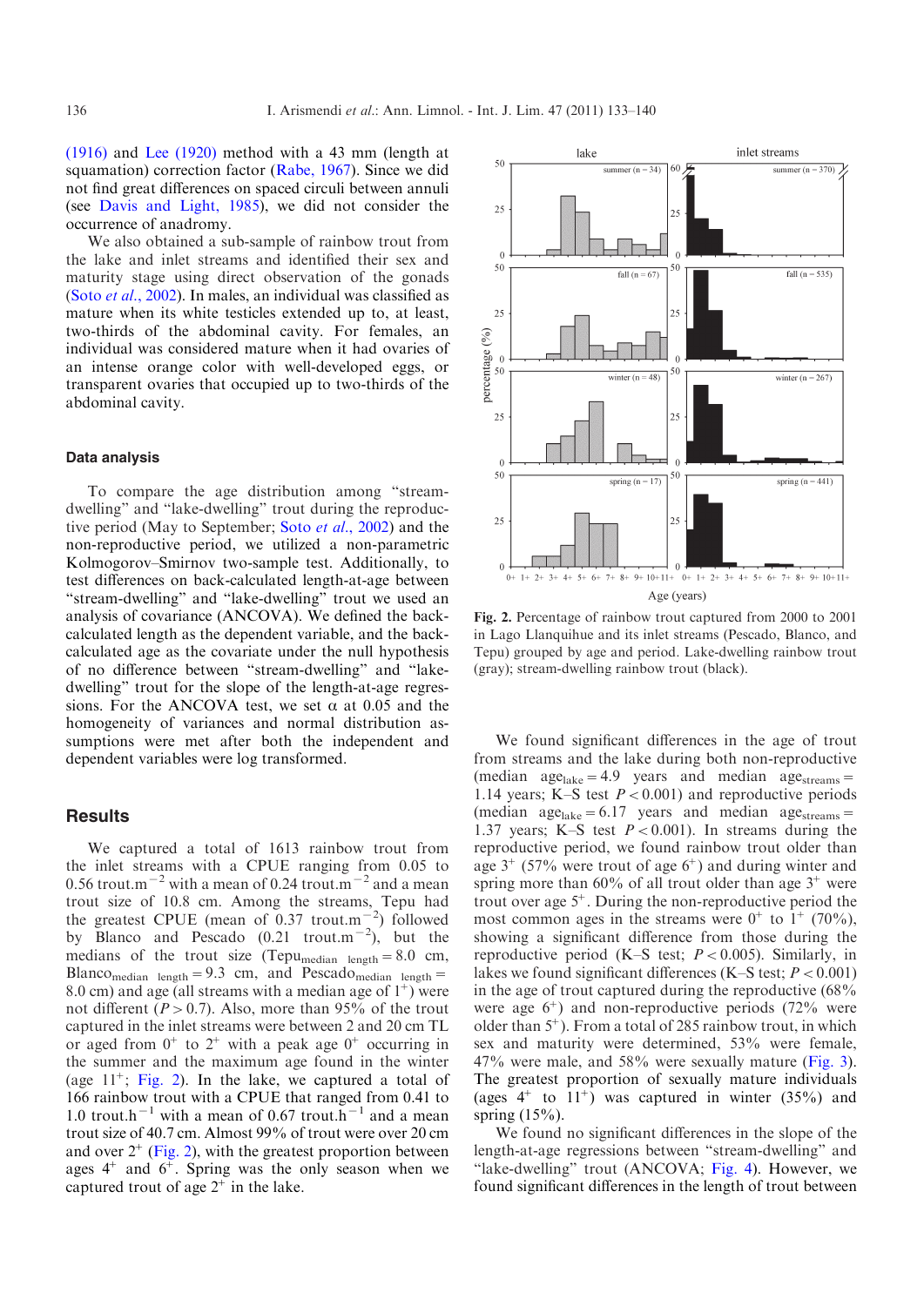(1916) and Lee (1920) method with a 43 mm (length at squamation) correction factor (Rabe, 1967). Since we did not find great differences on spaced circuli between annuli (see Davis and Light, 1985), we did not consider the occurrence of anadromy.

We also obtained a sub-sample of rainbow trout from the lake and inlet streams and identified their sex and maturity stage using direct observation of the gonads (Soto *et al.*, 2002). In males, an individual was classified as mature when its white testicles extended up to, at least, two-thirds of the abdominal cavity. For females, an individual was considered mature when it had ovaries of an intense orange color with well-developed eggs, or transparent ovaries that occupied up to two-thirds of the abdominal cavity.

### Data analysis

To compare the age distribution among "stream-dwelling" and "lake-dwelling" trout during the reproductive period (May to September; Soto *et al.*, 2002) and the non-reproductive period, we utilized a non-parametric Kolmogorov–Smirnov two-sample test. Additionally, to test differences on back-calculated length-at-age between "stream-dwelling" and "lake-dwelling" trout we used an analysis of covariance (ANCOVA). We defined the back-calculated length as the dependent variable, and the back-calculated age as the covariate under the null hypothesis of no difference between "stream-dwelling" and "lake-dwelling" trout for the slope of the length-at-age regressions. For the ANCOVA test, we set $\alpha$ at 0.05 and the homogeneity of variances and normal distribution assumptions were met after both the independent and dependent variables were log transformed.

## Results

We captured a total of 1613 rainbow trout from the inlet streams with a CPUE ranging from 0.05 to 0.56 $trout.m^{-2}$ with a mean of 0.24 $trout.m^{-2}$ and a mean trout size of 10.8 cm. Among the streams, Tepu had the greatest CPUE (mean of 0.37 $trout.m^{-2}$) followed by Blanco and Pescado (0.21 $trout.m^{-2}$), but the medians of the trout size ($Tepu_{median\ length} = 8.0$ cm, $Blanco_{median\ length} = 9.3$ cm, and $Pescado_{median\ length} = 8.0$ cm) and age (all streams with a median age of $1^+$) were not different ($P > 0.7$). Also, more than 95% of the trout captured in the inlet streams were between 2 and 20 cm TL or aged from $0^+$ to $2^+$ with a peak age $0^+$ occurring in the summer and the maximum age found in the winter (age $11^+$; Fig. 2). In the lake, we captured a total of 166 rainbow trout with a CPUE that ranged from 0.41 to 1.0 $trout.h^{-1}$ with a mean of 0.67 $trout.h^{-1}$ and a mean trout size of 40.7 cm. Almost 99% of trout were over 20 cm and over $2^+$ (Fig. 2), with the greatest proportion between ages $4^+$ and $6^+$. Spring was the only season when we captured trout of age $2^+$ in the lake.

**Fig. 2.** Percentage of rainbow trout captured from 2000 to 2001 in Lago Llanquihue and its inlet streams (Pescado, Blanco, and Tepu) grouped by age and period. Lake-dwelling rainbow trout (gray); stream-dwelling rainbow trout (black).

We found significant differences in the age of trout from streams and the lake during both non-reproductive (median $age_{lake} = 4.9$ years and median $age_{streams} = 1.14$ years; K–S test $P < 0.001$) and reproductive periods (median $age_{lake} = 6.17$ years and median $age_{streams} = 1.37$ years; K–S test $P < 0.001$). In streams during the reproductive period, we found rainbow trout older than age $3^+$ (57% were trout of age $6^+$) and during winter and spring more than 60% of all trout older than age $3^+$ were trout over age $5^+$. During the non-reproductive period the most common ages in the streams were $0^+$ to $1^+$ (70%), showing a significant difference from those during the reproductive period (K–S test; $P < 0.005$). Similarly, in lakes we found significant differences (K–S test; $P < 0.001$) in the age of trout captured during the reproductive (68% were age $6^+$) and non-reproductive periods (72% were older than $5^+$). From a total of 285 rainbow trout, in which sex and maturity were determined, 53% were female, 47% were male, and 58% were sexually mature (Fig. 3). The greatest proportion of sexually mature individuals (ages $4^+$ to $11^+$) was captured in winter (35%) and spring (15%).

We found no significant differences in the slope of the length-at-age regressions between "stream-dwelling" and "lake-dwelling" trout (ANCOVA; Fig. 4). However, we found significant differences in the length of trout between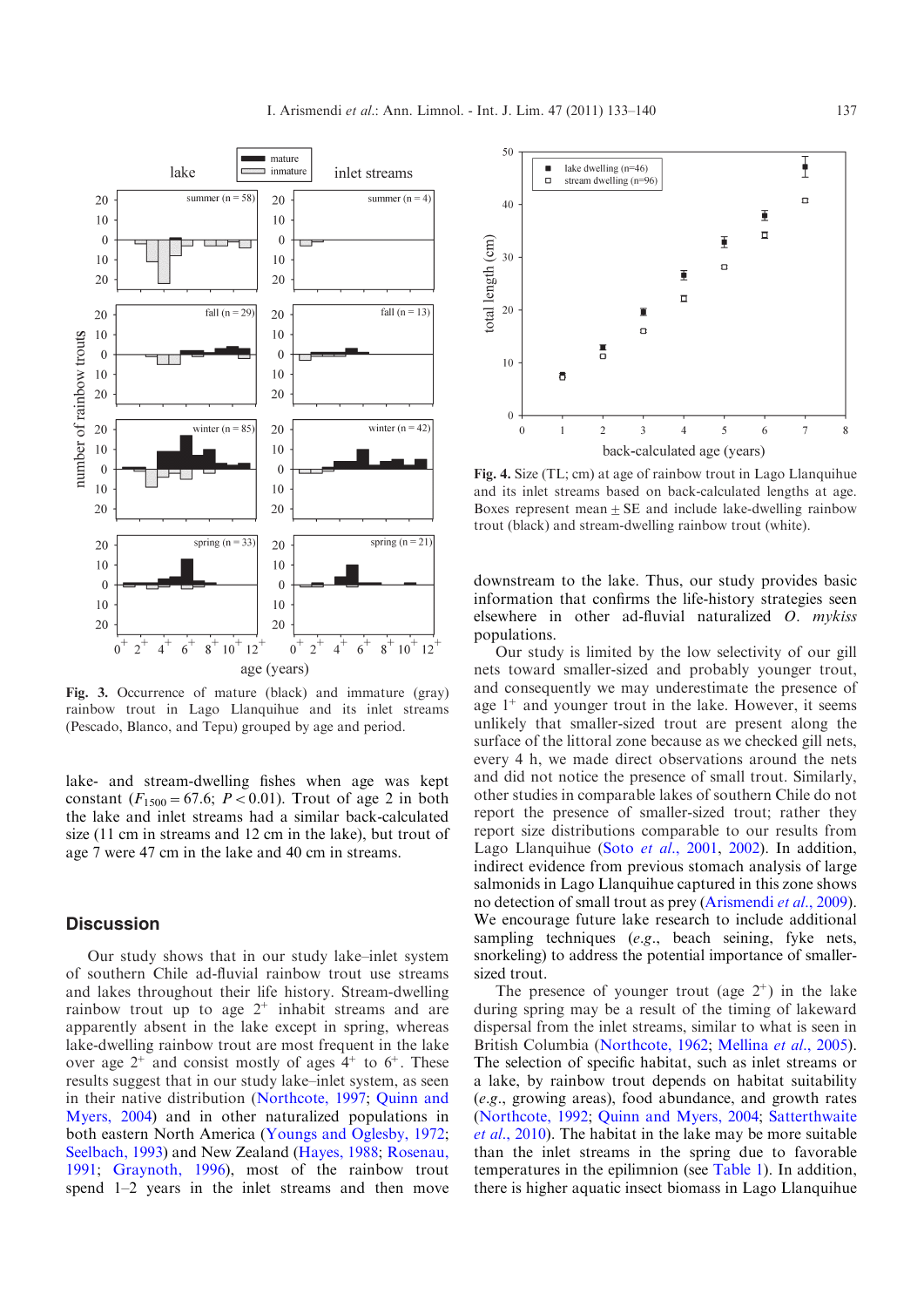**Fig. 3.** Occurrence of mature (black) and immature (gray) rainbow trout in Lago Llanquihue and its inlet streams (Pescado, Blanco, and Tepu) grouped by age and period.

**Fig. 4.** Size (TL; cm) at age of rainbow trout in Lago Llanquihue and its inlet streams based on back-calculated lengths at age. Boxes represent mean ± SE and include lake-dwelling rainbow trout (black) and stream-dwelling rainbow trout (white).

lake- and stream-dwelling fishes when age was kept constant ($F_{1500} = 67.6$; $P < 0.01$). Trout of age 2 in both the lake and inlet streams had a similar back-calculated size (11 cm in streams and 12 cm in the lake), but trout of age 7 were 47 cm in the lake and 40 cm in streams.

## Discussion

Our study shows that in our study lake–inlet system of southern Chile ad-fluvial rainbow trout use streams and lakes throughout their life history. Stream-dwelling rainbow trout up to age $2^+$ inhabit streams and are apparently absent in the lake except in spring, whereas lake-dwelling rainbow trout are most frequent in the lake over age $2^+$ and consist mostly of ages $4^+$ to $6^+$. These results suggest that in our study lake–inlet system, as seen in their native distribution (Northcote, 1997; Quinn and Myers, 2004) and in other naturalized populations in both eastern North America (Youngs and Oglesby, 1972; Seelbach, 1993) and New Zealand (Hayes, 1988; Rosenau, 1991; Graynoth, 1996), most of the rainbow trout spend 1–2 years in the inlet streams and then move downstream to the lake. Thus, our study provides basic information that confirms the life-history strategies seen elsewhere in other ad-fluvial naturalized *O. mykiss* populations.

Our study is limited by the low selectivity of our gill nets toward smaller-sized and probably younger trout, and consequently we may underestimate the presence of age $1^+$ and younger trout in the lake. However, it seems unlikely that smaller-sized trout are present along the surface of the littoral zone because as we checked gill nets, every 4 h, we made direct observations around the nets and did not notice the presence of small trout. Similarly, other studies in comparable lakes of southern Chile do not report the presence of smaller-sized trout; rather they report size distributions comparable to our results from Lago Llanquihue (Soto *et al.*, 2001, 2002). In addition, indirect evidence from previous stomach analysis of large salmonids in Lago Llanquihue captured in this zone shows no detection of small trout as prey (Arismendi *et al.*, 2009). We encourage future lake research to include additional sampling techniques (*e.g.*, beach seining, fyke nets, snorkeling) to address the potential importance of smaller-sized trout.

The presence of younger trout (age $2^+$) in the lake during spring may be a result of the timing of lakeward dispersal from the inlet streams, similar to what is seen in British Columbia (Northcote, 1962; Mellina *et al.*, 2005). The selection of specific habitat, such as inlet streams or a lake, by rainbow trout depends on habitat suitability (*e.g.*, growing areas), food abundance, and growth rates (Northcote, 1992; Quinn and Myers, 2004; Satterthwaite *et al.*, 2010). The habitat in the lake may be more suitable than the inlet streams in the spring due to favorable temperatures in the epilimnion (see Table 1). In addition, there is higher aquatic insect biomass in Lago Llanquihue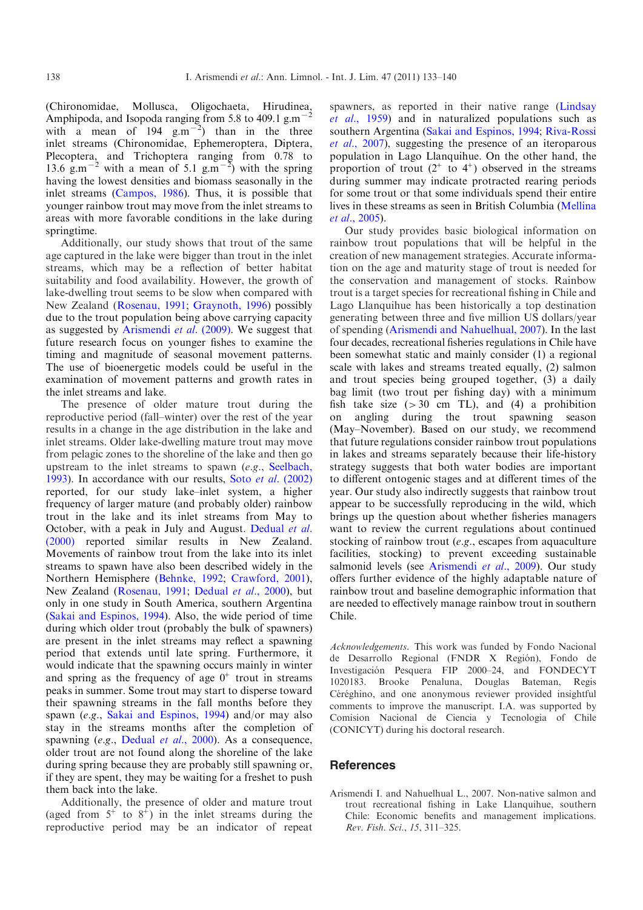(Chironomidae, Mollusca, Oligochaeta, Hirudinea, Amphipoda, and Isopoda ranging from 5.8 to 409.1 $g.m^{-2}$ with a mean of 194 $g.m^{-2}$) than in the three inlet streams (Chironomidae, Ephemeroptera, Diptera, Plecoptera, and Trichoptera ranging from 0.78 to 13.6 $g.m^{-2}$ with a mean of 5.1 $g.m^{-2}$) with the spring having the lowest densities and biomass seasonally in the inlet streams (Campos, 1986). Thus, it is possible that younger rainbow trout may move from the inlet streams to areas with more favorable conditions in the lake during springtime.

Additionally, our study shows that trout of the same age captured in the lake were bigger than trout in the inlet streams, which may be a reflection of better habitat suitability and food availability. However, the growth of lake-dwelling trout seems to be slow when compared with New Zealand (Rosenau, 1991; Graynoth, 1996) possibly due to the trout population being above carrying capacity as suggested by Arismendi *et al.* (2009). We suggest that future research focus on younger fishes to examine the timing and magnitude of seasonal movement patterns. The use of bioenergetic models could be useful in the examination of movement patterns and growth rates in the inlet streams and lake.

The presence of older mature trout during the reproductive period (fall–winter) over the rest of the year results in a change in the age distribution in the lake and inlet streams. Older lake-dwelling mature trout may move from pelagic zones to the shoreline of the lake and then go upstream to the inlet streams to spawn (*e.g.*, Seelbach, 1993). In accordance with our results, Soto *et al.* (2002) reported, for our study lake–inlet system, a higher frequency of larger mature (and probably older) rainbow trout in the lake and its inlet streams from May to October, with a peak in July and August. Dedual *et al.* (2000) reported similar results in New Zealand. Movements of rainbow trout from the lake into its inlet streams to spawn have also been described widely in the Northern Hemisphere (Behnke, 1992; Crawford, 2001), New Zealand (Rosenau, 1991; Dedual *et al.*, 2000), but only in one study in South America, southern Argentina (Sakai and Espinos, 1994). Also, the wide period of time during which older trout (probably the bulk of spawners) are present in the inlet streams may reflect a spawning period that extends until late spring. Furthermore, it would indicate that the spawning occurs mainly in winter and spring as the frequency of age $0^{+}$ trout in streams peaks in summer. Some trout may start to disperse toward their spawning streams in the fall months before they spawn (*e.g.*, Sakai and Espinos, 1994) and/or may also stay in the streams months after the completion of spawning (*e.g.*, Dedual *et al.*, 2000). As a consequence, older trout are not found along the shoreline of the lake during spring because they are probably still spawning or, if they are spent, they may be waiting for a freshet to push them back into the lake.

Additionally, the presence of older and mature trout (aged from $5^{+}$ to $8^{+}$) in the inlet streams during the reproductive period may be an indicator of repeat spawners, as reported in their native range (Lindsay *et al.*, 1959) and in naturalized populations such as southern Argentina (Sakai and Espinos, 1994; Riva-Rossi *et al.*, 2007), suggesting the presence of an iteroparous population in Lago Llanquihue. On the other hand, the proportion of trout ($2^{+}$ to $4^{+}$) observed in the streams during summer may indicate protracted rearing periods for some trout or that some individuals spend their entire lives in these streams as seen in British Columbia (Mellina *et al.*, 2005).

Our study provides basic biological information on rainbow trout populations that will be helpful in the creation of new management strategies. Accurate information on the age and maturity stage of trout is needed for the conservation and management of stocks. Rainbow trout is a target species for recreational fishing in Chile and Lago Llanquihue has been historically a top destination generating between three and five million US dollars/year of spending (Arismendi and Nahuelhual, 2007). In the last four decades, recreational fisheries regulations in Chile have been somewhat static and mainly consider (1) a regional scale with lakes and streams treated equally, (2) salmon and trout species being grouped together, (3) a daily bag limit (two trout per fishing day) with a minimum fish take size (> 30 cm TL), and (4) a prohibition on angling during the trout spawning season (May–November). Based on our study, we recommend that future regulations consider rainbow trout populations in lakes and streams separately because their life-history strategy suggests that both water bodies are important to different ontogenic stages and at different times of the year. Our study also indirectly suggests that rainbow trout appear to be successfully reproducing in the wild, which brings up the question about whether fisheries managers want to review the current regulations about continued stocking of rainbow trout (*e.g.*, escapes from aquaculture facilities, stocking) to prevent exceeding sustainable salmonid levels (see Arismendi *et al.*, 2009). Our study offers further evidence of the highly adaptable nature of rainbow trout and baseline demographic information that are needed to effectively manage rainbow trout in southern Chile.

*Acknowledgements*. This work was funded by Fondo Nacional de Desarrollo Regional (FNDR X Región), Fondo de Investigación Pesquera FIP 2000–24, and FONDECYT 1020183. Brooke Penaluna, Douglas Bateman, Regis Céréghino, and one anonymous reviewer provided insightful comments to improve the manuscript. I.A. was supported by Comision Nacional de Ciencia y Tecnologia of Chile (CONICYT) during his doctoral research.

## References

Arismendi I. and Nahuelhual L., 2007. Non-native salmon and trout recreational fishing in Lake Llanquihue, southern Chile: Economic benefits and management implications. *Rev. Fish. Sci.*, *15*, 311–325.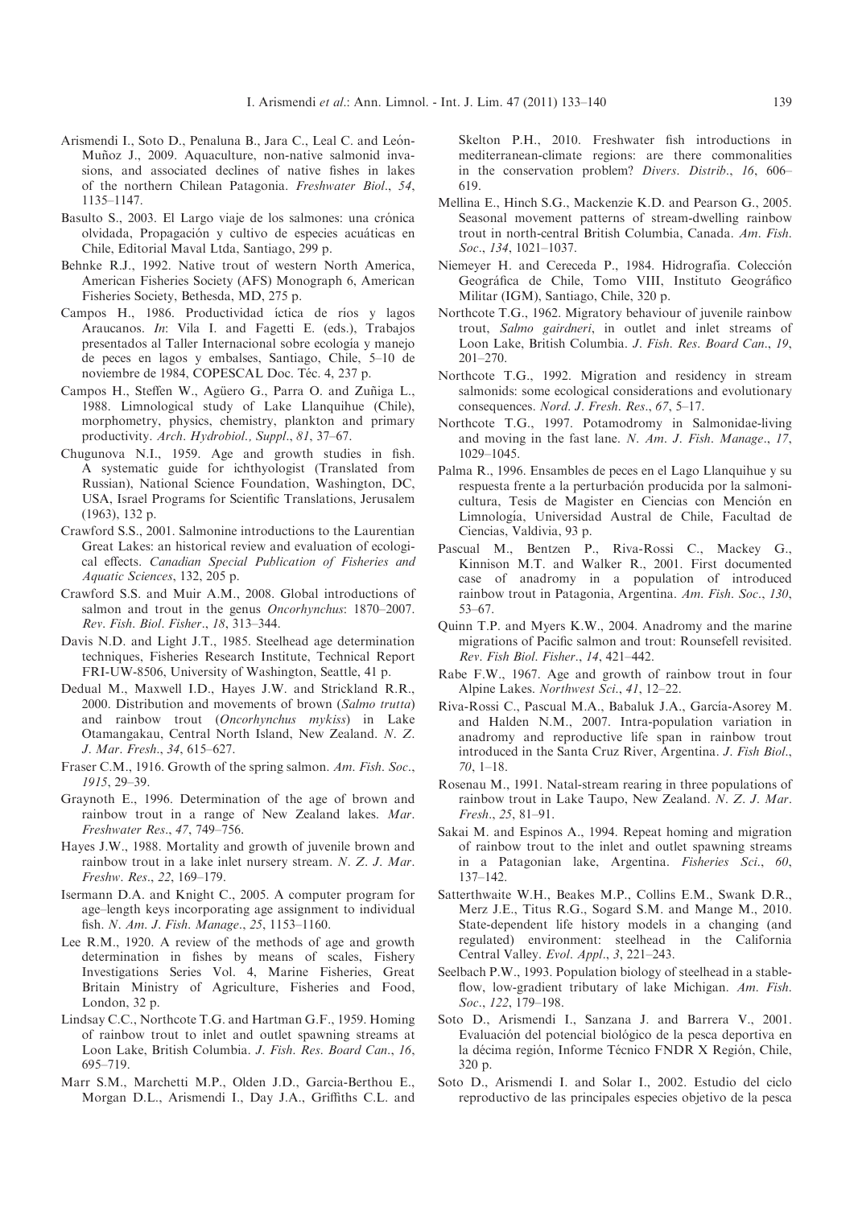Arismendi I., Soto D., Penaluna B., Jara C., Leal C. and León-Muñoz J., 2009. Aquaculture, non-native salmonid invasions, and associated declines of native fishes in lakes of the northern Chilean Patagonia. *Freshwater Biol*., *54*, 1135–1147.

Basulto S., 2003. El Largo viaje de los salmones: una crónica olvidada, Propagación y cultivo de especies acuáticas en Chile, Editorial Maval Ltda, Santiago, 299 p.

Behnke R.J., 1992. Native trout of western North America, American Fisheries Society (AFS) Monograph 6, American Fisheries Society, Bethesda, MD, 275 p.

Campos H., 1986. Productividad íctica de ríos y lagos Araucanos. *In*: Vila I. and Fagetti E. (eds.), Trabajos presentados al Taller Internacional sobre ecología y manejo de peces en lagos y embalses, Santiago, Chile, 5–10 de noviembre de 1984, COPESCAL Doc. Téc. 4, 237 p.

Campos H., Steffen W., Agüero G., Parra O. and Zuñiga L., 1988. Limnological study of Lake Llanquihue (Chile), morphometry, physics, chemistry, plankton and primary productivity. *Arch. Hydrobiol., Suppl*., *81*, 37–67.

Chugunova N.I., 1959. Age and growth studies in fish. A systematic guide for ichthyologist (Translated from Russian), National Science Foundation, Washington, DC, USA, Israel Programs for Scientific Translations, Jerusalem (1963), 132 p.

Crawford S.S., 2001. Salmonine introductions to the Laurentian Great Lakes: an historical review and evaluation of ecological effects. *Canadian Special Publication of Fisheries and Aquatic Sciences*, 132, 205 p.

Crawford S.S. and Muir A.M., 2008. Global introductions of salmon and trout in the genus *Oncorhynchus*: 1870–2007. *Rev*. *Fish*. *Biol*. *Fisher*., *18*, 313–344.

Davis N.D. and Light J.T., 1985. Steelhead age determination techniques, Fisheries Research Institute, Technical Report FRI-UW-8506, University of Washington, Seattle, 41 p.

Dedual M., Maxwell I.D., Hayes J.W. and Strickland R.R., 2000. Distribution and movements of brown (*Salmo trutta*) and rainbow trout (*Oncorhynchus mykiss*) in Lake Otamangakau, Central North Island, New Zealand. *N*. *Z*. *J*. *Mar*. *Fresh*., *34*, 615–627.

Fraser C.M., 1916. Growth of the spring salmon. *Am*. *Fish*. *Soc*., *1915*, 29–39.

Graynoth E., 1996. Determination of the age of brown and rainbow trout in a range of New Zealand lakes. *Mar*. *Freshwater Res*., *47*, 749–756.

Hayes J.W., 1988. Mortality and growth of juvenile brown and rainbow trout in a lake inlet nursery stream. *N*. *Z*. *J*. *Mar*. *Freshw*. *Res*., *22*, 169–179.

Isermann D.A. and Knight C., 2005. A computer program for age–length keys incorporating age assignment to individual fish. *N*. *Am*. *J*. *Fish*. *Manage*., *25*, 1153–1160.

Lee R.M., 1920. A review of the methods of age and growth determination in fishes by means of scales, Fishery Investigations Series Vol. 4, Marine Fisheries, Great Britain Ministry of Agriculture, Fisheries and Food, London, 32 p.

Lindsay C.C., Northcote T.G. and Hartman G.F., 1959. Homing of rainbow trout to inlet and outlet spawning streams at Loon Lake, British Columbia. *J*. *Fish*. *Res*. *Board Can*., *16*, 695–719.

Marr S.M., Marchetti M.P., Olden J.D., Garcia-Berthou E., Morgan D.L., Arismendi I., Day J.A., Griffiths C.L. and Skelton P.H., 2010. Freshwater fish introductions in mediterranean-climate regions: are there commonalities in the conservation problem? *Divers*. *Distrib*., *16*, 606–619.

Mellina E., Hinch S.G., Mackenzie K.D. and Pearson G., 2005. Seasonal movement patterns of stream-dwelling rainbow trout in north-central British Columbia, Canada. *Am*. *Fish*. *Soc*., *134*, 1021–1037.

Niemeyer H. and Cereceda P., 1984. Hidrografía. Colección Geográfica de Chile, Tomo VIII, Instituto Geográfico Militar (IGM), Santiago, Chile, 320 p.

Northcote T.G., 1962. Migratory behaviour of juvenile rainbow trout, *Salmo gairdneri*, in outlet and inlet streams of Loon Lake, British Columbia. *J*. *Fish*. *Res*. *Board Can*., *19*, 201–270.

Northcote T.G., 1992. Migration and residency in stream salmonids: some ecological considerations and evolutionary consequences. *Nord*. *J*. *Fresh*. *Res*., *67*, 5–17.

Northcote T.G., 1997. Potamodromy in Salmonidae-living and moving in the fast lane. *N*. *Am*. *J*. *Fish*. *Manage*., *17*, 1029–1045.

Palma R., 1996. Ensambles de peces en el Lago Llanquihue y su respuesta frente a la perturbación producida por la salmonicultura, Tesis de Magister en Ciencias con Mención en Limnología, Universidad Austral de Chile, Facultad de Ciencias, Valdivia, 93 p.

Pascual M., Bentzen P., Riva-Rossi C., Mackey G., Kinnison M.T. and Walker R., 2001. First documented case of anadromy in a population of introduced rainbow trout in Patagonia, Argentina. *Am*. *Fish*. *Soc*., *130*, 53–67.

Quinn T.P. and Myers K.W., 2004. Anadromy and the marine migrations of Pacific salmon and trout: Rounsefell revisited. *Rev*. *Fish Biol*. *Fisher*., *14*, 421–442.

Rabe F.W., 1967. Age and growth of rainbow trout in four Alpine Lakes. *Northwest Sci*., *41*, 12–22.

Riva-Rossi C., Pascual M.A., Babaluk J.A., García-Asorey M. and Halden N.M., 2007. Intra-population variation in anadromy and reproductive life span in rainbow trout introduced in the Santa Cruz River, Argentina. *J*. *Fish Biol*., *70*, 1–18.

Rosenau M., 1991. Natal-stream rearing in three populations of rainbow trout in Lake Taupo, New Zealand. *N*. *Z*. *J*. *Mar*. *Fresh*., *25*, 81–91.

Sakai M. and Espinos A., 1994. Repeat homing and migration of rainbow trout to the inlet and outlet spawning streams in a Patagonian lake, Argentina. *Fisheries Sci*., *60*, 137–142.

Satterthwaite W.H., Beakes M.P., Collins E.M., Swank D.R., Merz J.E., Titus R.G., Sogard S.M. and Mange M., 2010. State-dependent life history models in a changing (and regulated) environment: steelhead in the California Central Valley. *Evol*. *Appl*., *3*, 221–243.

Seelbach P.W., 1993. Population biology of steelhead in a stable-flow, low-gradient tributary of lake Michigan. *Am*. *Fish*. *Soc*., *122*, 179–198.

Soto D., Arismendi I., Sanzana J. and Barrera V., 2001. Evaluación del potencial biológico de la pesca deportiva en la décima región, Informe Técnico FNDR X Región, Chile, 320 p.

Soto D., Arismendi I. and Solar I., 2002. Estudio del ciclo reproductivo de las principales especies objetivo de la pesca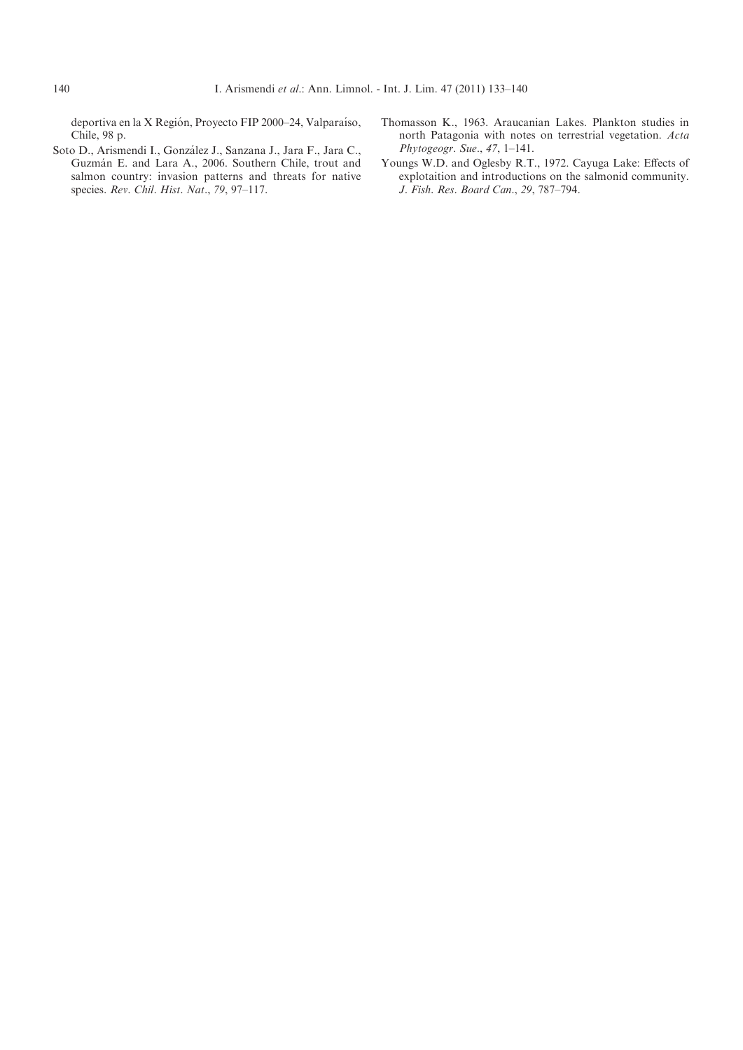deportiva en la X Región, Proyecto FIP 2000–24, Valparaíso, Chile, 98 p.

Soto D., Arismendi I., González J., Sanzana J., Jara F., Jara C., Guzmán E. and Lara A., 2006. Southern Chile, trout and salmon country: invasion patterns and threats for native species. *Rev. Chil. Hist. Nat.*, *79*, 97–117.

Thomasson K., 1963. Araucanian Lakes. Plankton studies in north Patagonia with notes on terrestrial vegetation. *Acta Phytogeogr. Sue.*, *47*, 1–141.

Youngs W.D. and Oglesby R.T., 1972. Cayuga Lake: Effects of explotaition and introductions on the salmonid community. *J. Fish. Res. Board Can.*, *29*, 787–794.